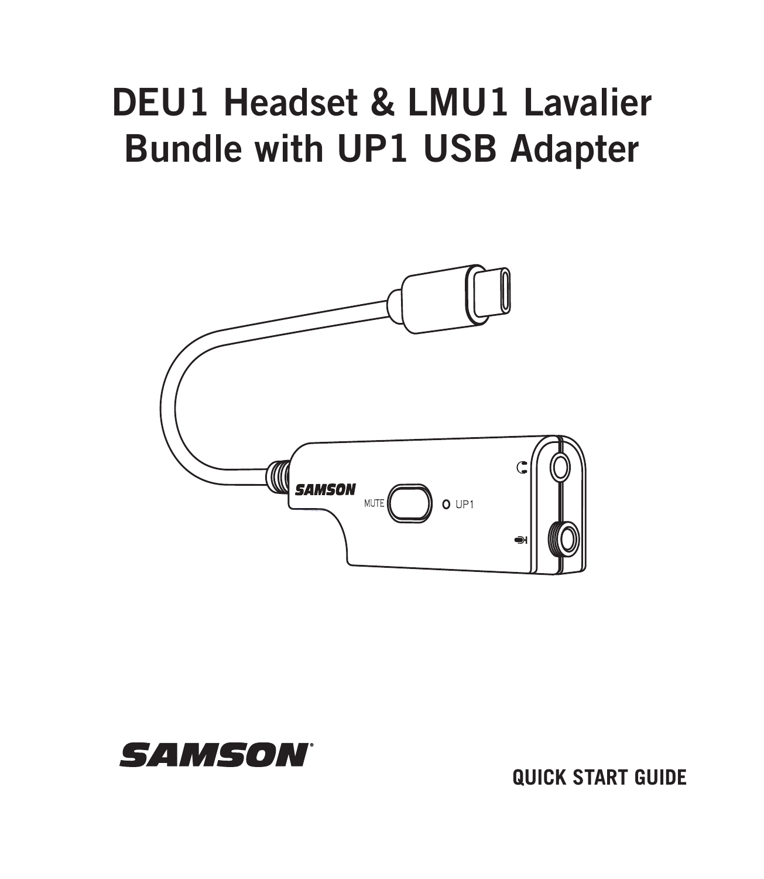# DEU1 Headset & LMU1 Lavalier Bundle with UP1 USB Adapter

SAMSON

QUICK START GUIDE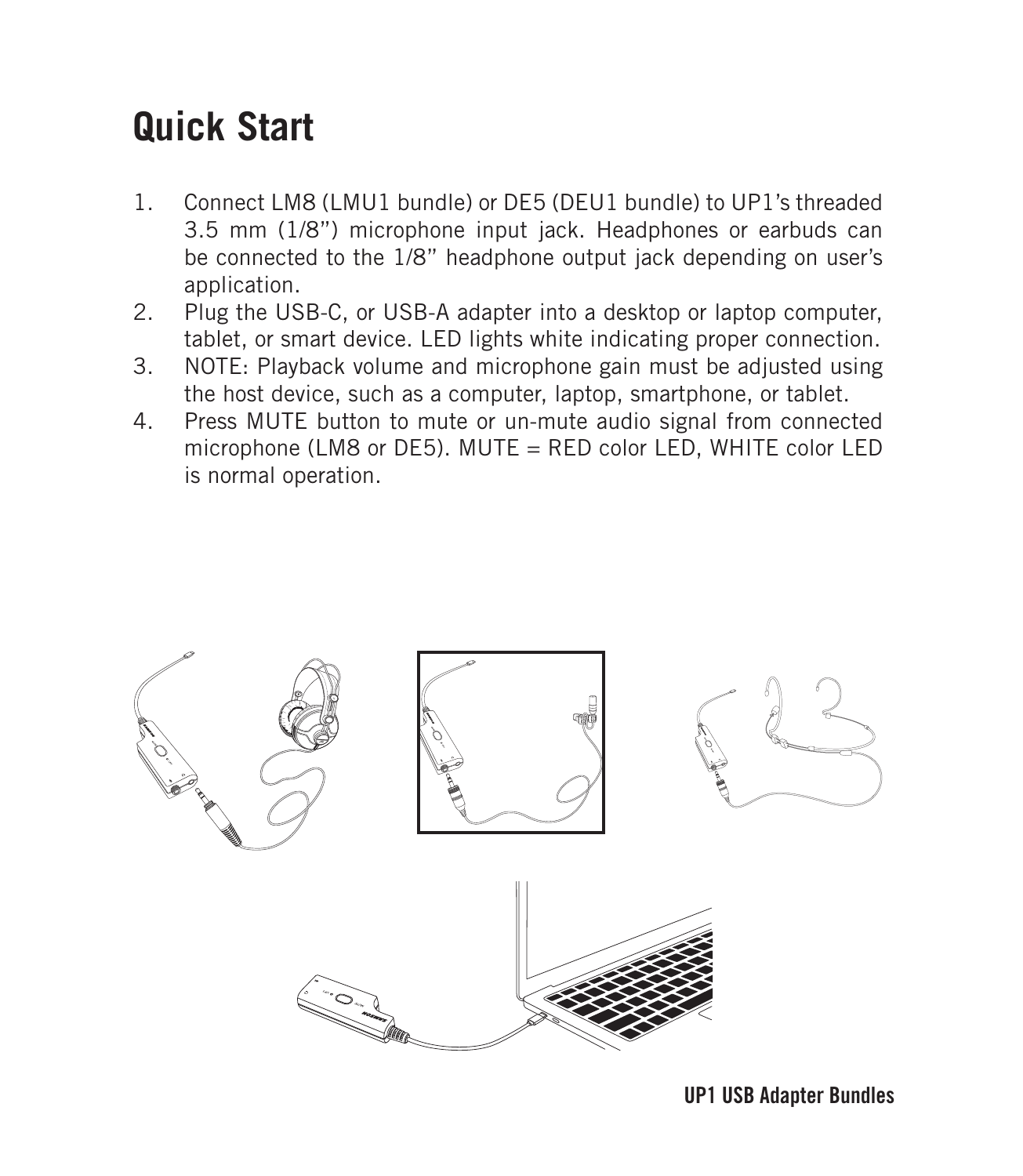# Quick Start

1. Connect LM8 (LMU1 bundle) or DE5 (DEU1 bundle) to UP1's threaded 3.5 mm (1/8") microphone input jack. Headphones or earbuds can be connected to the 1/8" headphone output jack depending on user's application.
2. Plug the USB-C, or USB-A adapter into a desktop or laptop computer, tablet, or smart device. LED lights white indicating proper connection.
3. NOTE: Playback volume and microphone gain must be adjusted using the host device, such as a computer, laptop, smartphone, or tablet.
4. Press MUTE button to mute or un-mute audio signal from connected microphone (LM8 or DE5). MUTE = RED color LED, WHITE color LED is normal operation.

**UP1 USB Adapter Bundles**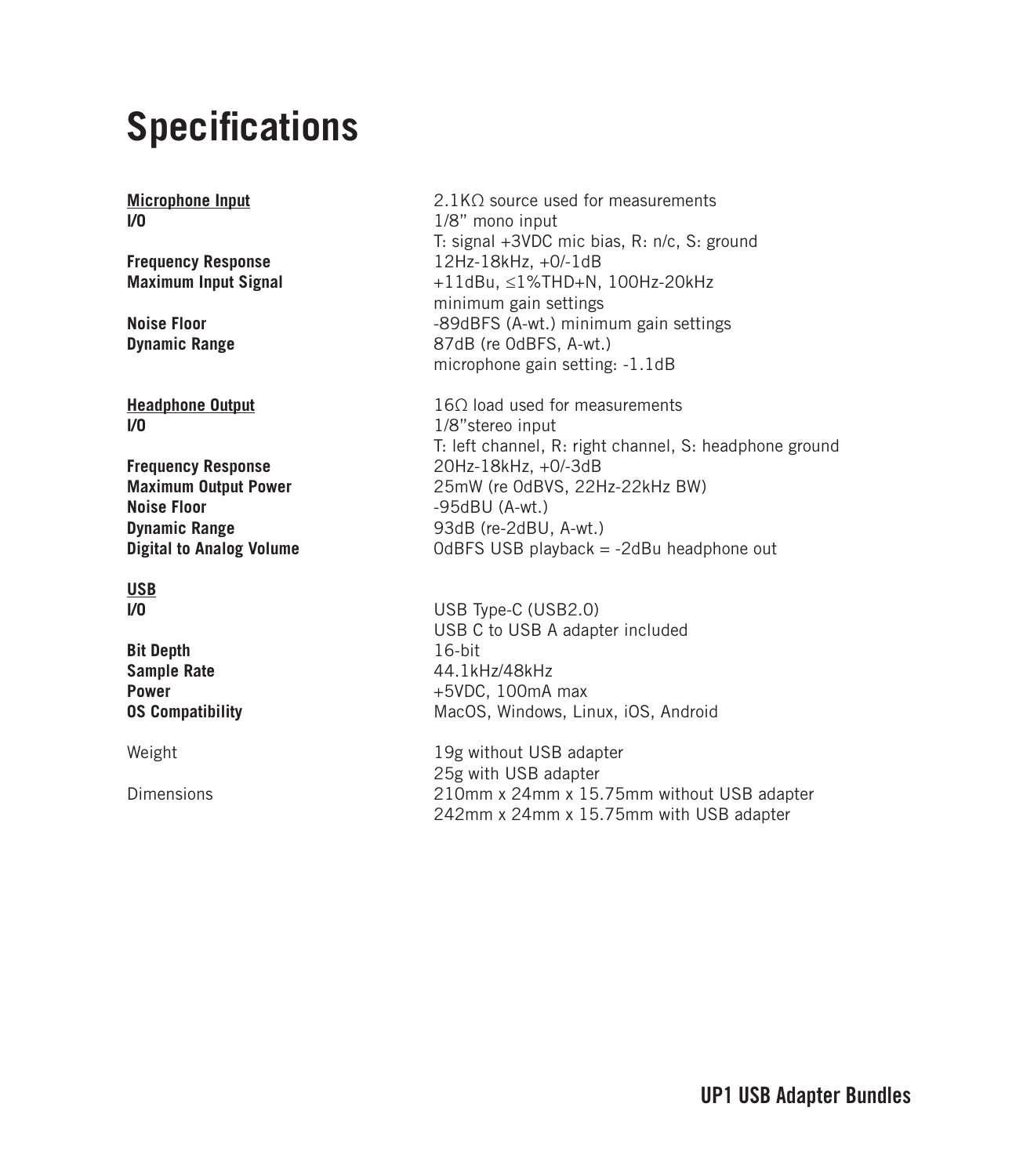# Specifications

| | |
|---|---|
| <u>**Microphone Input**</u> | 2.1KΩ source used for measurements |
| **I/O** | 1/8" mono input<br>T: signal +3VDC mic bias, R: n/c, S: ground |
| **Frequency Response** | 12Hz-18kHz, +0/-1dB |
| **Maximum Input Signal** | +11dBu, ≤1%THD+N, 100Hz-20kHz<br>minimum gain settings |
| **Noise Floor** | -89dBFS (A-wt.) minimum gain settings |
| **Dynamic Range** | 87dB (re 0dBFS, A-wt.)<br>microphone gain setting: -1.1dB |
| <u>**Headphone Output**</u> | 16Ω load used for measurements |
| **I/O** | 1/8"stereo input<br>T: left channel, R: right channel, S: headphone ground |
| **Frequency Response** | 20Hz-18kHz, +0/-3dB |
| **Maximum Output Power** | 25mW (re 0dBVS, 22Hz-22kHz BW) |
| **Noise Floor** | -95dBU (A-wt.) |
| **Dynamic Range** | 93dB (re-2dBU, A-wt.) |
| **Digital to Analog Volume** | 0dBFS USB playback = -2dBu headphone out |
| <u>**USB**</u> | |
| **I/O** | USB Type-C (USB2.0)<br>USB C to USB A adapter included |
| **Bit Depth** | 16-bit |
| **Sample Rate** | 44.1kHz/48kHz |
| **Power** | +5VDC, 100mA max |
| **OS Compatibility** | MacOS, Windows, Linux, iOS, Android |
| Weight | 19g without USB adapter<br>25g with USB adapter |
| Dimensions | 210mm x 24mm x 15.75mm without USB adapter<br>242mm x 24mm x 15.75mm with USB adapter |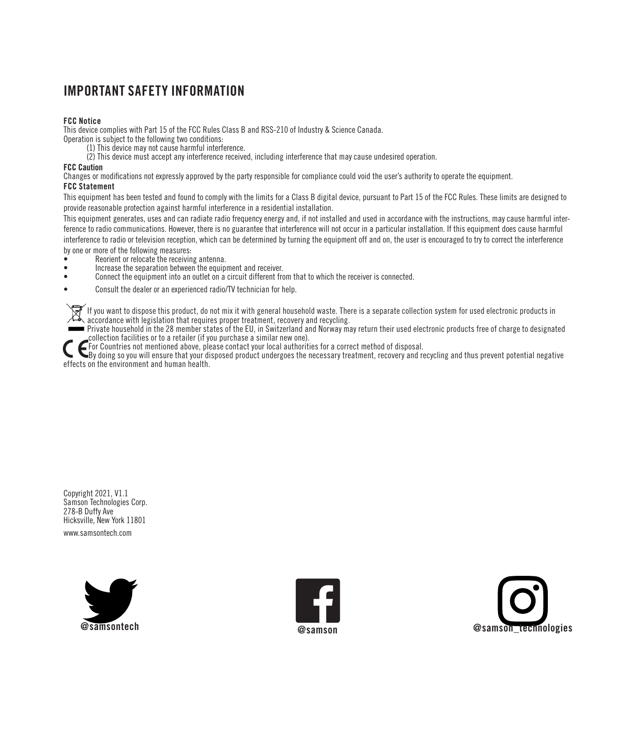## IMPORTANT SAFETY INFORMATION

**FCC Notice**

This device complies with Part 15 of the FCC Rules Class B and RSS-210 of Industry & Science Canada.
Operation is subject to the following two conditions:

(1) This device may not cause harmful interference.

(2) This device must accept any interference received, including interference that may cause undesired operation.

**FCC Caution**

Changes or modifications not expressly approved by the party responsible for compliance could void the user's authority to operate the equipment.

**FCC Statement**

This equipment has been tested and found to comply with the limits for a Class B digital device, pursuant to Part 15 of the FCC Rules. These limits are designed to provide reasonable protection against harmful interference in a residential installation.

This equipment generates, uses and can radiate radio frequency energy and, if not installed and used in accordance with the instructions, may cause harmful interference to radio communications. However, there is no guarantee that interference will not occur in a particular installation. If this equipment does cause harmful interference to radio or television reception, which can be determined by turning the equipment off and on, the user is encouraged to try to correct the interference by one or more of the following measures:

- Reorient or relocate the receiving antenna.
- Increase the separation between the equipment and receiver.
- Connect the equipment into an outlet on a circuit different from that to which the receiver is connected.
- Consult the dealer or an experienced radio/TV technician for help.

If you want to dispose this product, do not mix it with general household waste. There is a separate collection system for used electronic products in accordance with legislation that requires proper treatment, recovery and recycling.

Private household in the 28 member states of the EU, in Switzerland and Norway may return their used electronic products free of charge to designated collection facilities or to a retailer (if you purchase a similar new one).

For Countries not mentioned above, please contact your local authorities for a correct method of disposal.

By doing so you will ensure that your disposed product undergoes the necessary treatment, recovery and recycling and thus prevent potential negative effects on the environment and human health.

Copyright 2021, V1.1
Samson Technologies Corp.
278-B Duffy Ave
Hicksville, New York 11801
www.samsontech.com

@samsontech

@samson

@samson_technologies